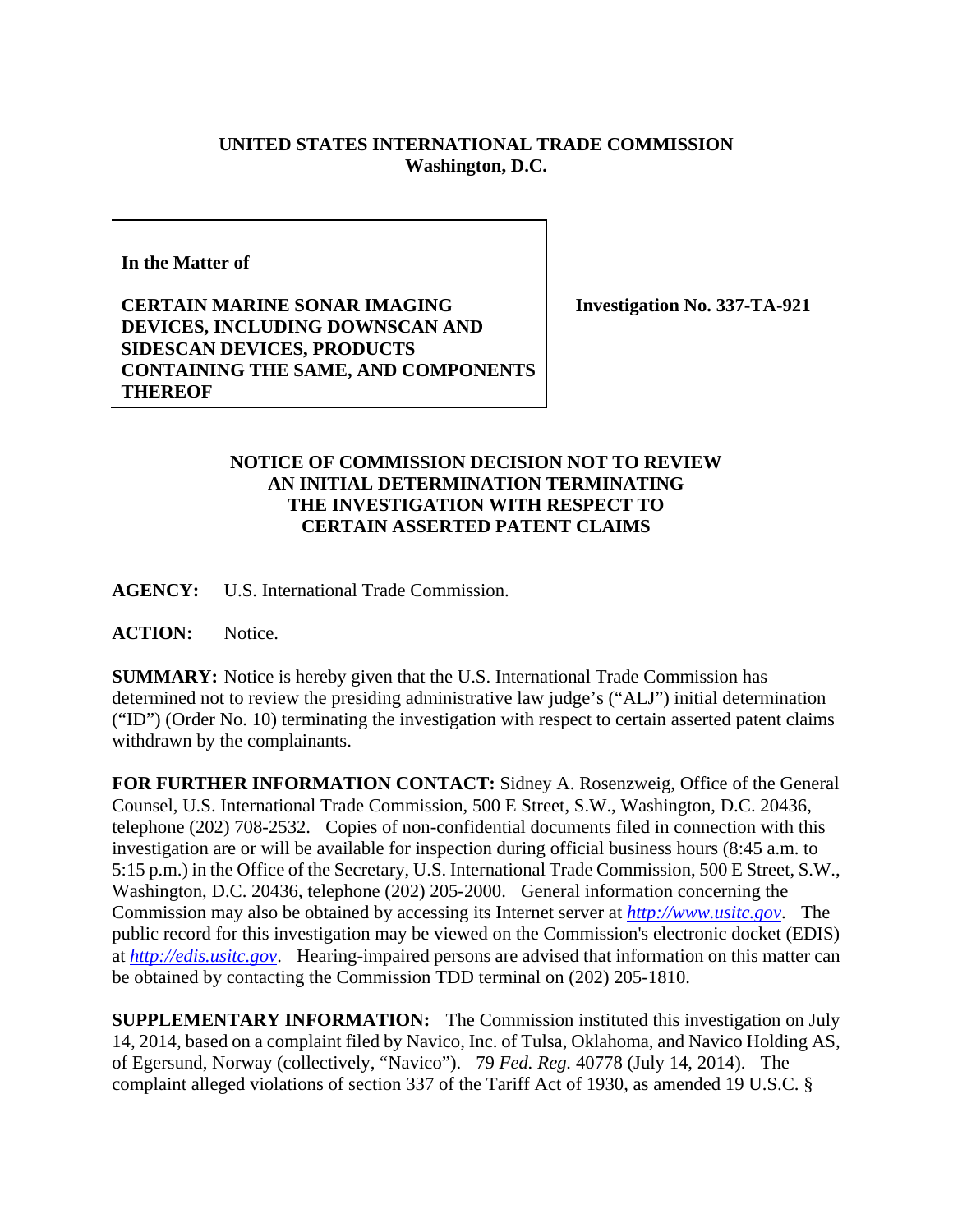**UNITED STATES INTERNATIONAL TRADE COMMISSION**
**Washington, D.C.**

| **In the Matter of** <br><br> **CERTAIN MARINE SONAR IMAGING DEVICES, INCLUDING DOWNSCAN AND SIDESCAN DEVICES, PRODUCTS CONTAINING THE SAME, AND COMPONENTS THEREOF** | **Investigation No. 337-TA-921** |
|---|---|

## NOTICE OF COMMISSION DECISION NOT TO REVIEW AN INITIAL DETERMINATION TERMINATING THE INVESTIGATION WITH RESPECT TO CERTAIN ASSERTED PATENT CLAIMS

**AGENCY:** U.S. International Trade Commission.

**ACTION:** Notice.

**SUMMARY:** Notice is hereby given that the U.S. International Trade Commission has determined not to review the presiding administrative law judge's ("ALJ") initial determination ("ID") (Order No. 10) terminating the investigation with respect to certain asserted patent claims withdrawn by the complainants.

**FOR FURTHER INFORMATION CONTACT:** Sidney A. Rosenzweig, Office of the General Counsel, U.S. International Trade Commission, 500 E Street, S.W., Washington, D.C. 20436, telephone (202) 708-2532. Copies of non-confidential documents filed in connection with this investigation are or will be available for inspection during official business hours (8:45 a.m. to 5:15 p.m.) in the Office of the Secretary, U.S. International Trade Commission, 500 E Street, S.W., Washington, D.C. 20436, telephone (202) 205-2000. General information concerning the Commission may also be obtained by accessing its Internet server at *http://www.usitc.gov*. The public record for this investigation may be viewed on the Commission's electronic docket (EDIS) at *http://edis.usitc.gov*. Hearing-impaired persons are advised that information on this matter can be obtained by contacting the Commission TDD terminal on (202) 205-1810.

**SUPPLEMENTARY INFORMATION:** The Commission instituted this investigation on July 14, 2014, based on a complaint filed by Navico, Inc. of Tulsa, Oklahoma, and Navico Holding AS, of Egersund, Norway (collectively, "Navico"). 79 *Fed. Reg.* 40778 (July 14, 2014). The complaint alleged violations of section 337 of the Tariff Act of 1930, as amended 19 U.S.C. §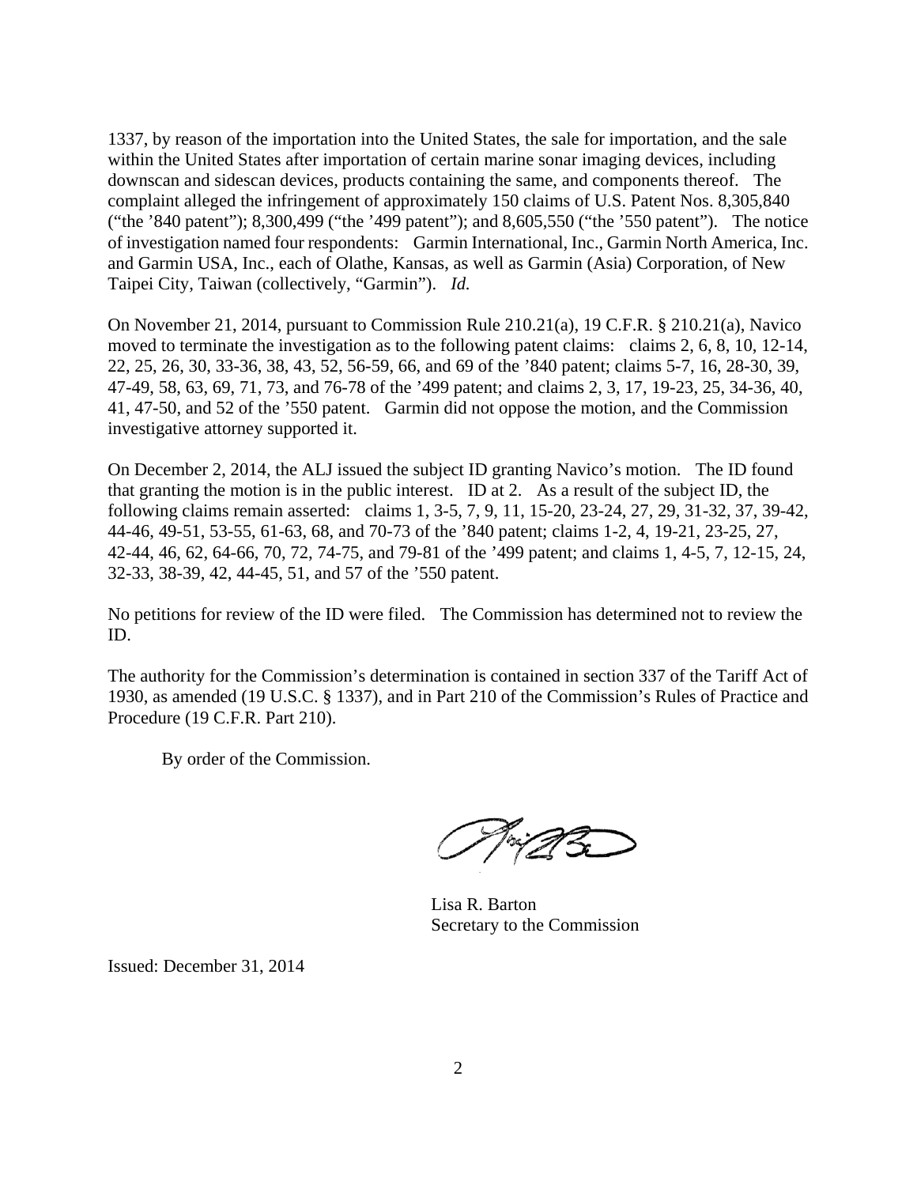1337, by reason of the importation into the United States, the sale for importation, and the sale within the United States after importation of certain marine sonar imaging devices, including downscan and sidescan devices, products containing the same, and components thereof. The complaint alleged the infringement of approximately 150 claims of U.S. Patent Nos. 8,305,840 ("the '840 patent"); 8,300,499 ("the '499 patent"); and 8,605,550 ("the '550 patent"). The notice of investigation named four respondents: Garmin International, Inc., Garmin North America, Inc. and Garmin USA, Inc., each of Olathe, Kansas, as well as Garmin (Asia) Corporation, of New Taipei City, Taiwan (collectively, "Garmin"). *Id.*

On November 21, 2014, pursuant to Commission Rule 210.21(a), 19 C.F.R. § 210.21(a), Navico moved to terminate the investigation as to the following patent claims: claims 2, 6, 8, 10, 12-14, 22, 25, 26, 30, 33-36, 38, 43, 52, 56-59, 66, and 69 of the '840 patent; claims 5-7, 16, 28-30, 39, 47-49, 58, 63, 69, 71, 73, and 76-78 of the '499 patent; and claims 2, 3, 17, 19-23, 25, 34-36, 40, 41, 47-50, and 52 of the '550 patent. Garmin did not oppose the motion, and the Commission investigative attorney supported it.

On December 2, 2014, the ALJ issued the subject ID granting Navico's motion. The ID found that granting the motion is in the public interest. ID at 2. As a result of the subject ID, the following claims remain asserted: claims 1, 3-5, 7, 9, 11, 15-20, 23-24, 27, 29, 31-32, 37, 39-42, 44-46, 49-51, 53-55, 61-63, 68, and 70-73 of the '840 patent; claims 1-2, 4, 19-21, 23-25, 27, 42-44, 46, 62, 64-66, 70, 72, 74-75, and 79-81 of the '499 patent; and claims 1, 4-5, 7, 12-15, 24, 32-33, 38-39, 42, 44-45, 51, and 57 of the '550 patent.

No petitions for review of the ID were filed. The Commission has determined not to review the ID.

The authority for the Commission's determination is contained in section 337 of the Tariff Act of 1930, as amended (19 U.S.C. § 1337), and in Part 210 of the Commission's Rules of Practice and Procedure (19 C.F.R. Part 210).

By order of the Commission.

Lisa R. Barton
Secretary to the Commission

Issued: December 31, 2014